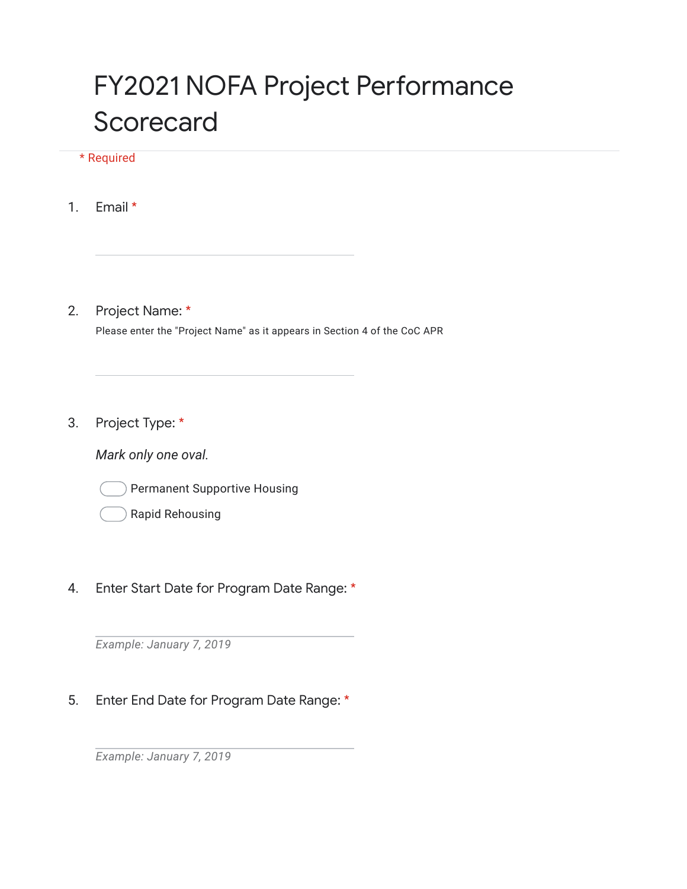# FY2021 NOFA Project Performance Scorecard

* Required

1. Email *

2. Project Name: *

   Please enter the "Project Name" as it appears in Section 4 of the CoC APR

3. Project Type: *

   *Mark only one oval.*

   - Permanent Supportive Housing
   - Rapid Rehousing

4. Enter Start Date for Program Date Range: *

   *Example: January 7, 2019*

5. Enter End Date for Program Date Range: *

   *Example: January 7, 2019*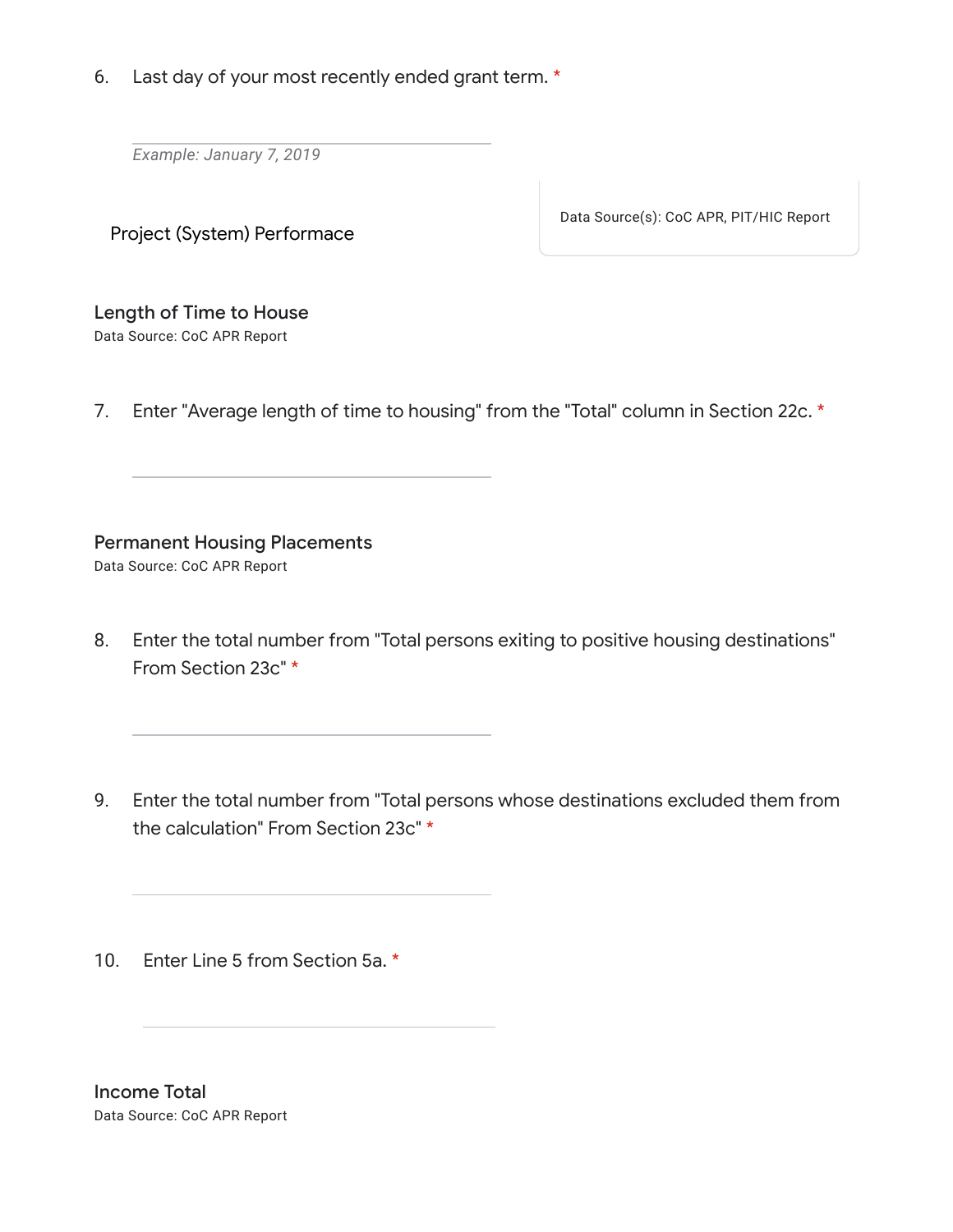6. Last day of your most recently ended grant term. *

*Example: January 7, 2019*

## Project (System) Performace

Data Source(s): CoC APR, PIT/HIC Report

### Length of Time to House

Data Source: CoC APR Report

7. Enter "Average length of time to housing" from the "Total" column in Section 22c. *

### Permanent Housing Placements

Data Source: CoC APR Report

8. Enter the total number from "Total persons exiting to positive housing destinations" From Section 23c" *

9. Enter the total number from "Total persons whose destinations excluded them from the calculation" From Section 23c" *

10. Enter Line 5 from Section 5a. *

### Income Total

Data Source: CoC APR Report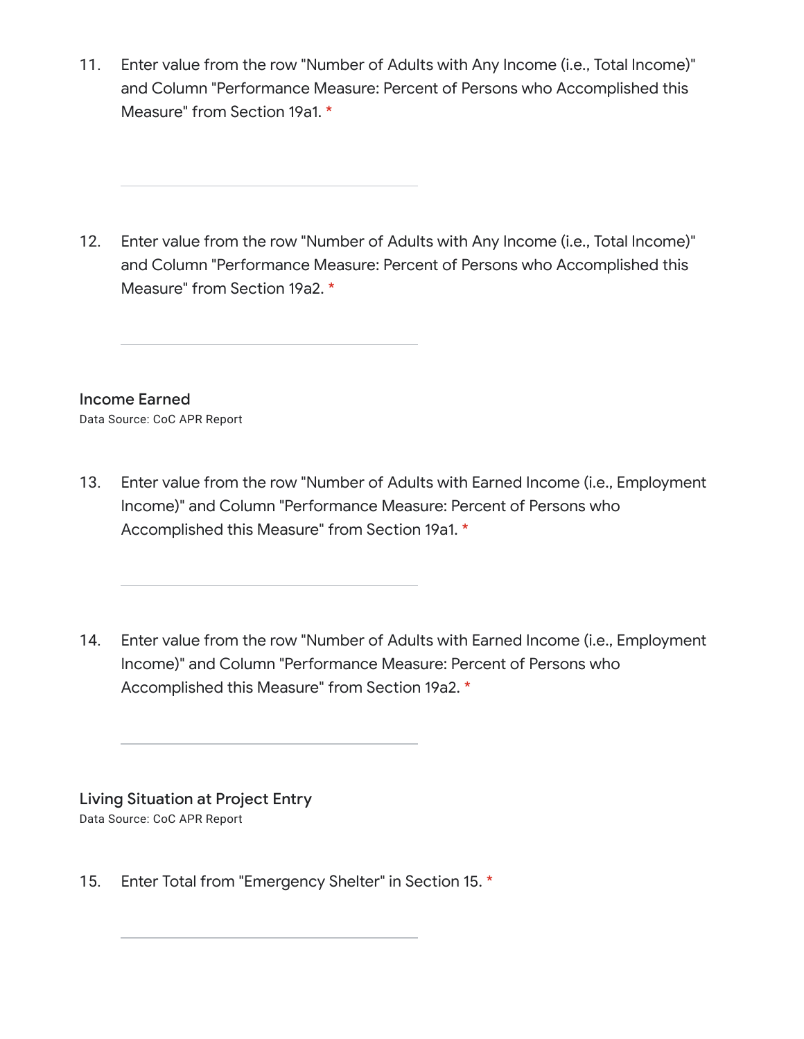11. Enter value from the row "Number of Adults with Any Income (i.e., Total Income)" and Column "Performance Measure: Percent of Persons who Accomplished this Measure" from Section 19a1. *

12. Enter value from the row "Number of Adults with Any Income (i.e., Total Income)" and Column "Performance Measure: Percent of Persons who Accomplished this Measure" from Section 19a2. *

### Income Earned

Data Source: CoC APR Report

13. Enter value from the row "Number of Adults with Earned Income (i.e., Employment Income)" and Column "Performance Measure: Percent of Persons who Accomplished this Measure" from Section 19a1. *

14. Enter value from the row "Number of Adults with Earned Income (i.e., Employment Income)" and Column "Performance Measure: Percent of Persons who Accomplished this Measure" from Section 19a2. *

### Living Situation at Project Entry

Data Source: CoC APR Report

15. Enter Total from "Emergency Shelter" in Section 15. *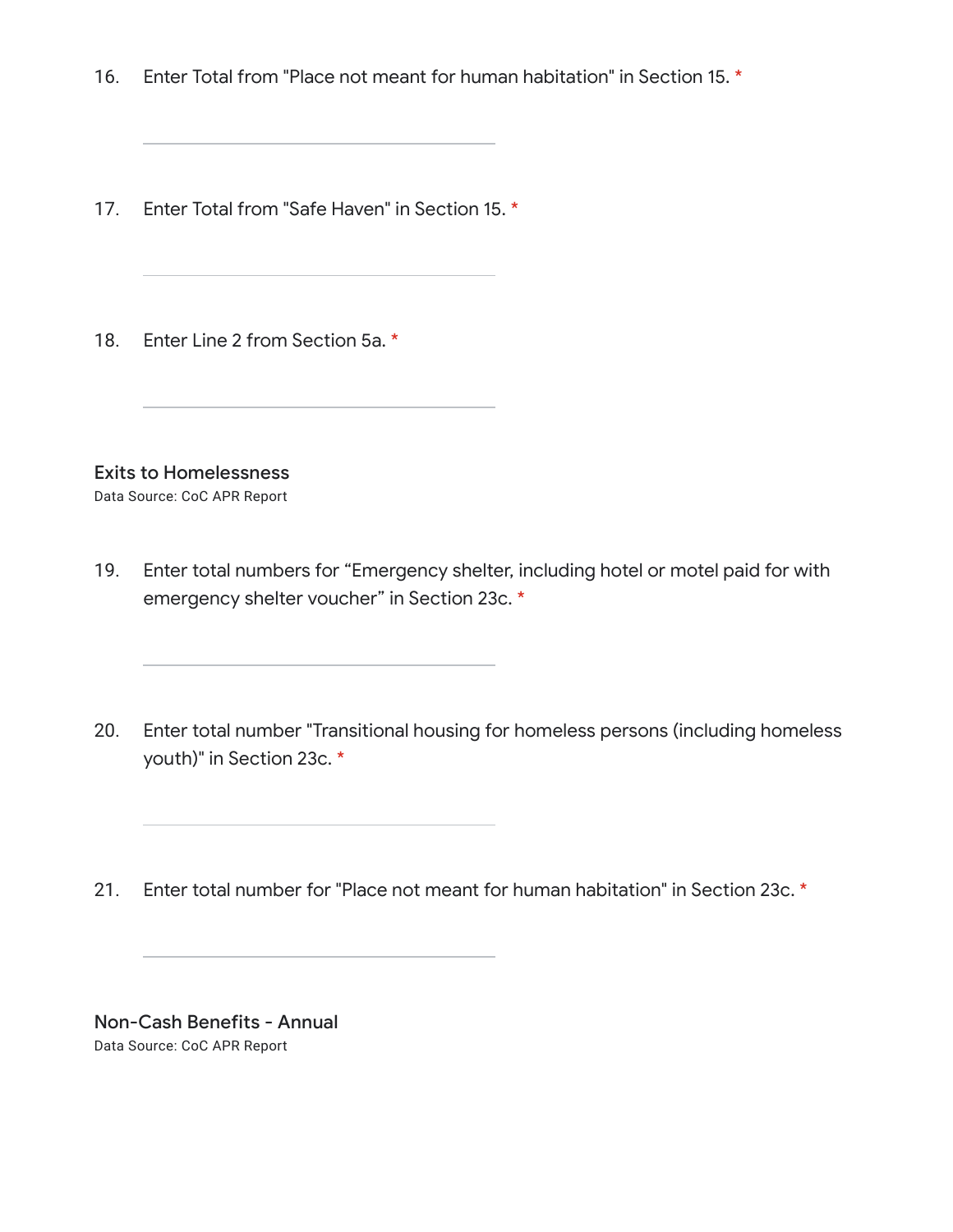16. Enter Total from "Place not meant for human habitation" in Section 15. *

17. Enter Total from "Safe Haven" in Section 15. *

18. Enter Line 2 from Section 5a. *

### Exits to Homelessness

Data Source: CoC APR Report

19. Enter total numbers for “Emergency shelter, including hotel or motel paid for with emergency shelter voucher” in Section 23c. *

20. Enter total number "Transitional housing for homeless persons (including homeless youth)" in Section 23c. *

21. Enter total number for "Place not meant for human habitation" in Section 23c. *

### Non-Cash Benefits - Annual

Data Source: CoC APR Report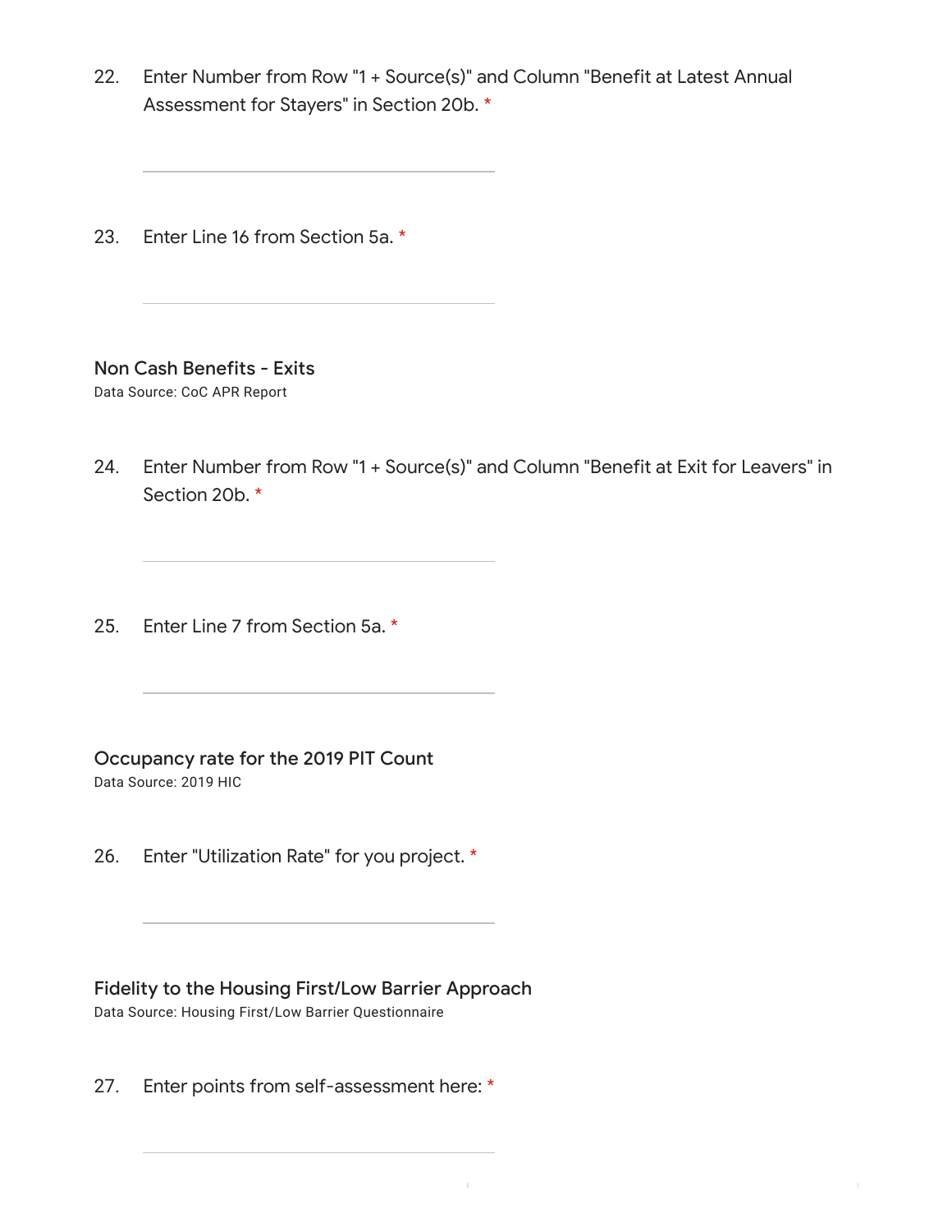22. Enter Number from Row "1 + Source(s)" and Column "Benefit at Latest Annual Assessment for Stayers" in Section 20b. *

23. Enter Line 16 from Section 5a. *

### Non Cash Benefits - Exits

Data Source: CoC APR Report

24. Enter Number from Row "1 + Source(s)" and Column "Benefit at Exit for Leavers" in Section 20b. *

25. Enter Line 7 from Section 5a. *

### Occupancy rate for the 2019 PIT Count

Data Source: 2019 HIC

26. Enter "Utilization Rate" for you project. *

### Fidelity to the Housing First/Low Barrier Approach

Data Source: Housing First/Low Barrier Questionnaire

27. Enter points from self-assessment here: *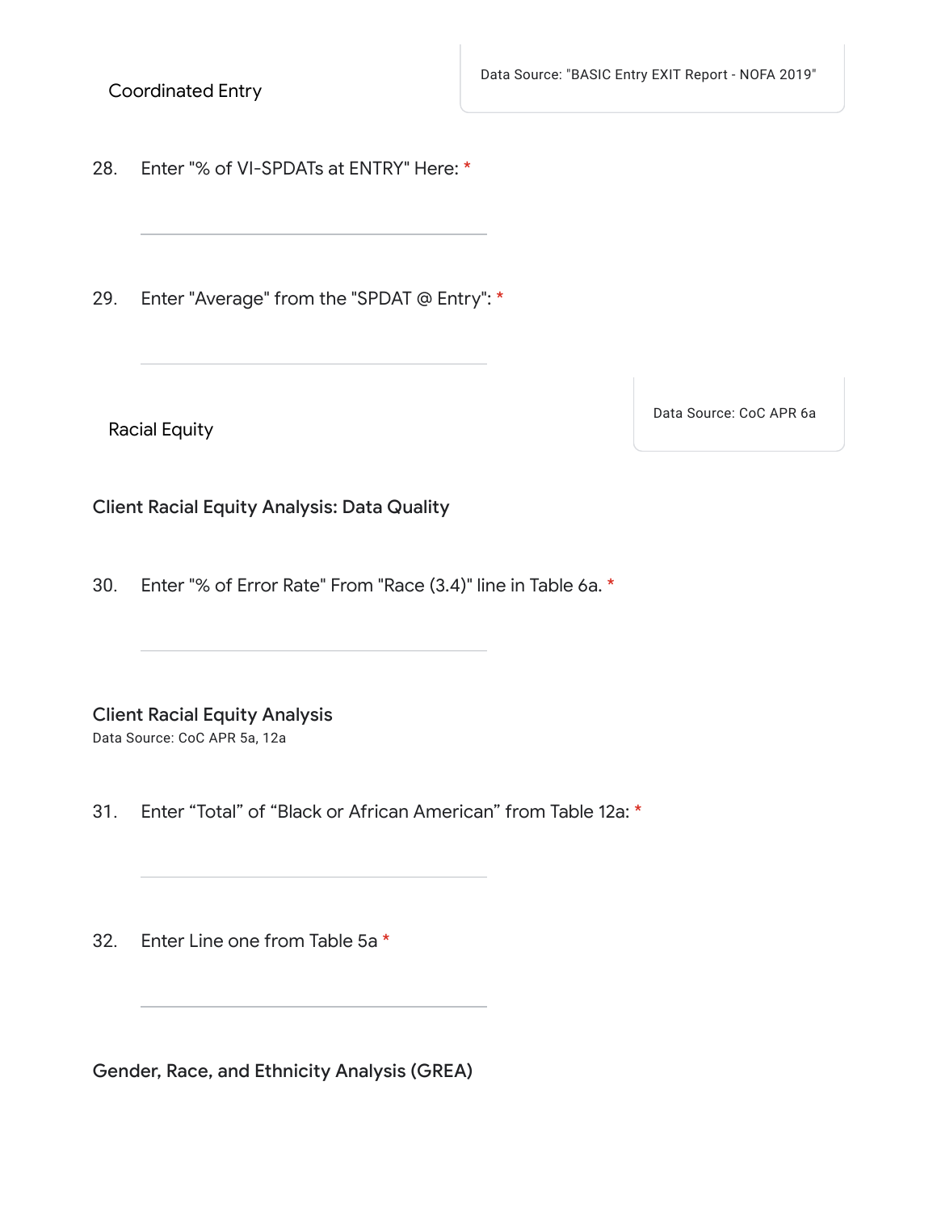## Coordinated Entry

Data Source: "BASIC Entry EXIT Report - NOFA 2019"

28. Enter "% of VI-SPDATs at ENTRY" Here: *

29. Enter "Average" from the "SPDAT @ Entry": *

## Racial Equity

Data Source: CoC APR 6a

### Client Racial Equity Analysis: Data Quality

30. Enter "% of Error Rate" From "Race (3.4)" line in Table 6a. *

### Client Racial Equity Analysis

Data Source: CoC APR 5a, 12a

31. Enter “Total” of “Black or African American” from Table 12a: *

32. Enter Line one from Table 5a *

### Gender, Race, and Ethnicity Analysis (GREA)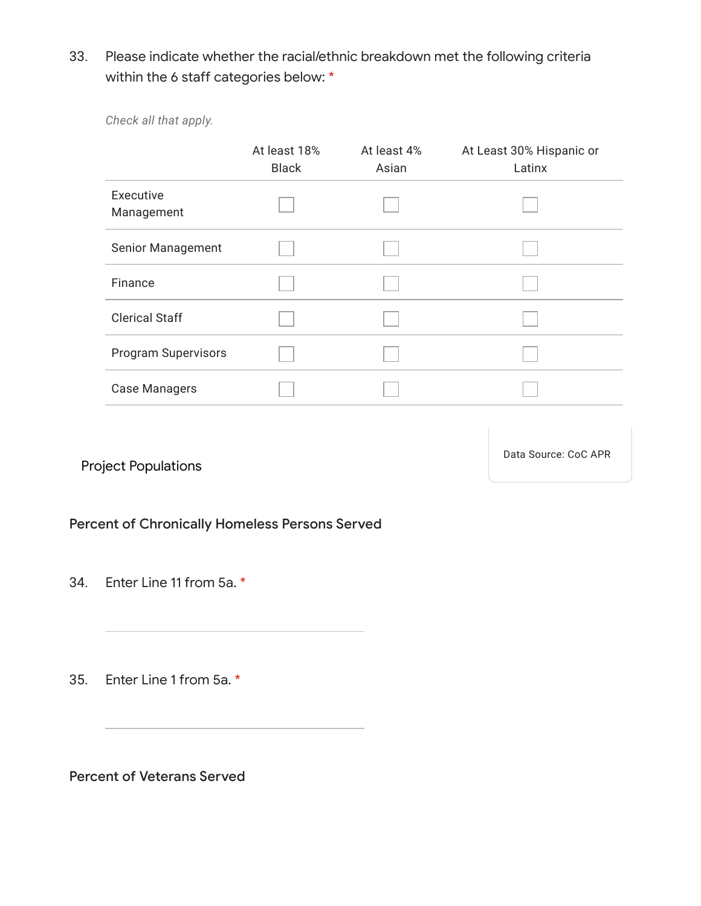33. Please indicate whether the racial/ethnic breakdown met the following criteria within the 6 staff categories below: *

*Check all that apply.*

| | At least 18% Black | At least 4% Asian | At Least 30% Hispanic or Latinx |
|---|---|---|---|
| Executive Management | ☐ | ☐ | ☐ |
| Senior Management | ☐ | ☐ | ☐ |
| Finance | ☐ | ☐ | ☐ |
| Clerical Staff | ☐ | ☐ | ☐ |
| Program Supervisors | ☐ | ☐ | ☐ |
| Case Managers | ☐ | ☐ | ☐ |

## Project Populations

Data Source: CoC APR

### Percent of Chronically Homeless Persons Served

34. Enter Line 11 from 5a. *

_______________________

35. Enter Line 1 from 5a. *

_______________________

### Percent of Veterans Served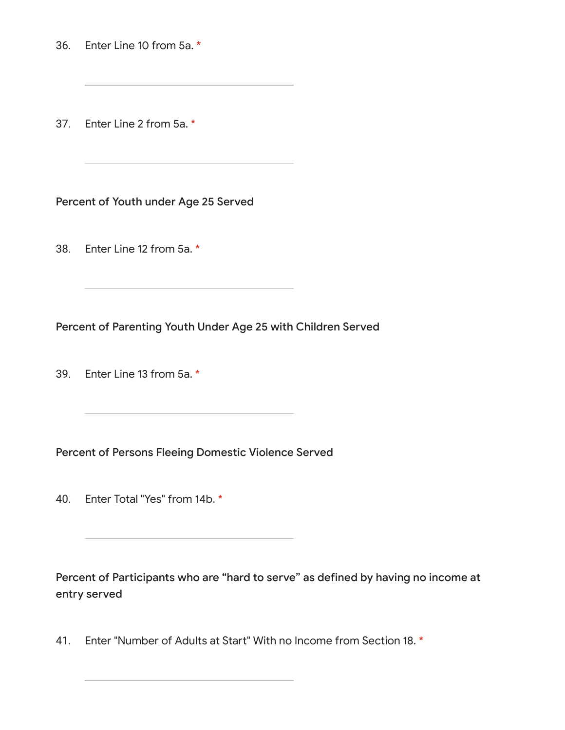36. Enter Line 10 from 5a. *

37. Enter Line 2 from 5a. *

**Percent of Youth under Age 25 Served**

38. Enter Line 12 from 5a. *

**Percent of Parenting Youth Under Age 25 with Children Served**

39. Enter Line 13 from 5a. *

**Percent of Persons Fleeing Domestic Violence Served**

40. Enter Total "Yes" from 14b. *

**Percent of Participants who are "hard to serve" as defined by having no income at entry served**

41. Enter "Number of Adults at Start" With no Income from Section 18. *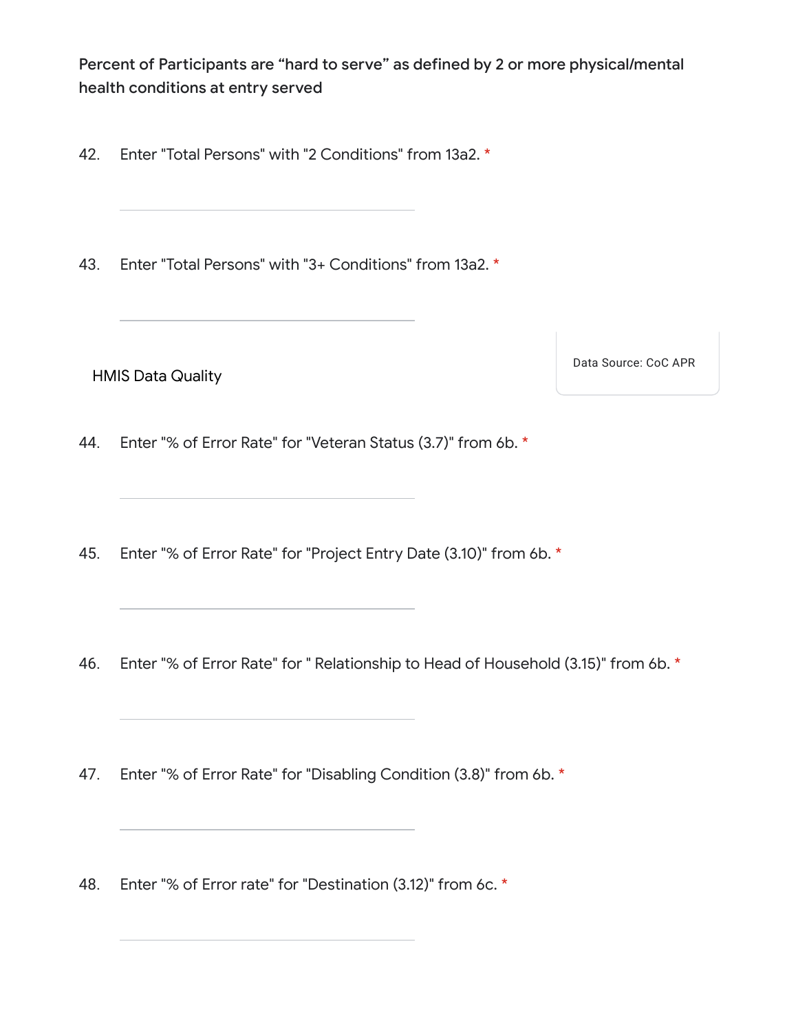Percent of Participants are "hard to serve" as defined by 2 or more physical/mental health conditions at entry served

42. Enter "Total Persons" with "2 Conditions" from 13a2. *

43. Enter "Total Persons" with "3+ Conditions" from 13a2. *

## HMIS Data Quality

Data Source: CoC APR

44. Enter "% of Error Rate" for "Veteran Status (3.7)" from 6b. *

45. Enter "% of Error Rate" for "Project Entry Date (3.10)" from 6b. *

46. Enter "% of Error Rate" for " Relationship to Head of Household (3.15)" from 6b. *

47. Enter "% of Error Rate" for "Disabling Condition (3.8)" from 6b. *

48. Enter "% of Error rate" for "Destination (3.12)" from 6c. *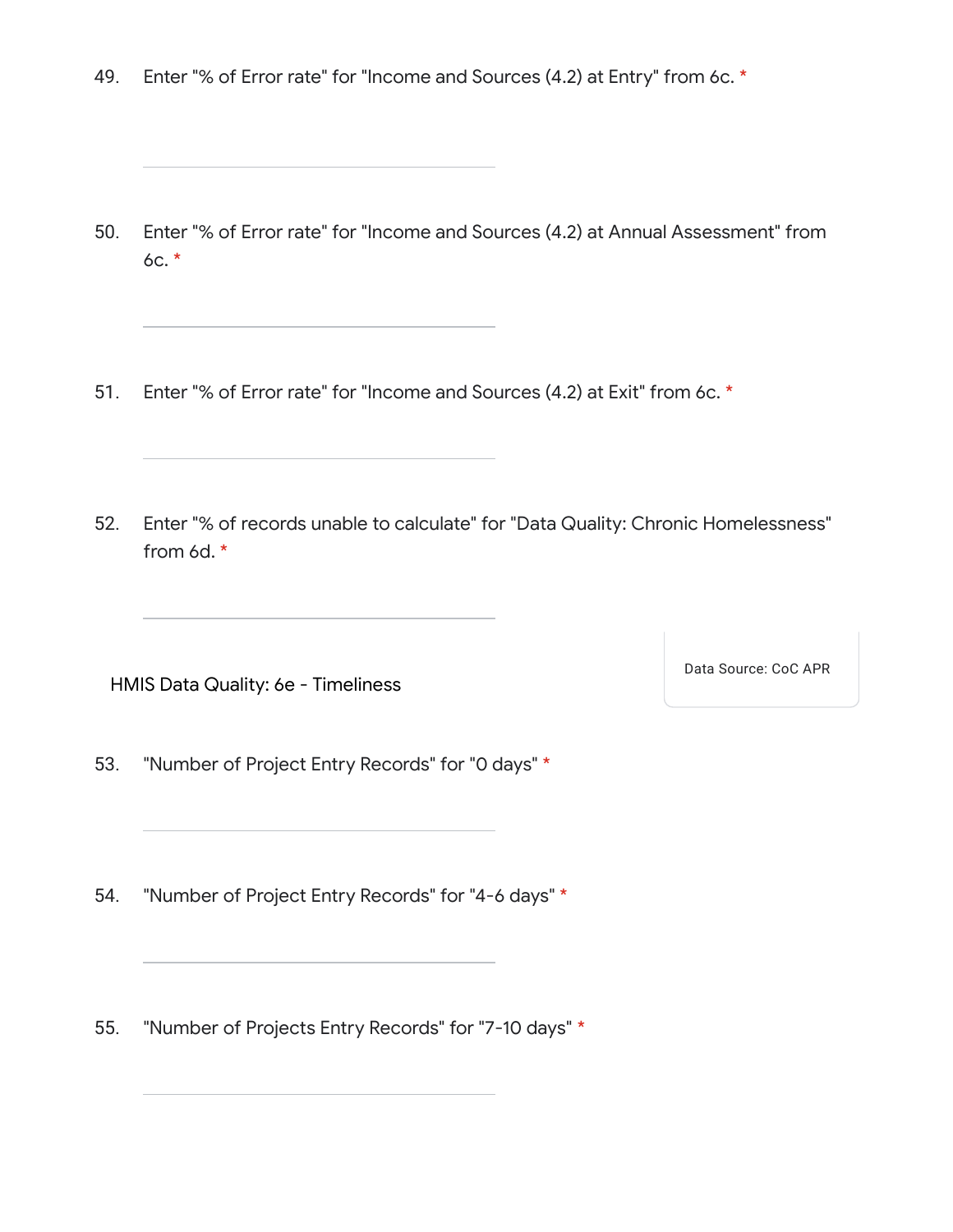49. Enter "% of Error rate" for "Income and Sources (4.2) at Entry" from 6c. *

50. Enter "% of Error rate" for "Income and Sources (4.2) at Annual Assessment" from 6c. *

51. Enter "% of Error rate" for "Income and Sources (4.2) at Exit" from 6c. *

52. Enter "% of records unable to calculate" for "Data Quality: Chronic Homelessness" from 6d. *

HMIS Data Quality: 6e - Timeliness

Data Source: CoC APR

53. "Number of Project Entry Records" for "0 days" *

54. "Number of Project Entry Records" for "4-6 days" *

55. "Number of Projects Entry Records" for "7-10 days" *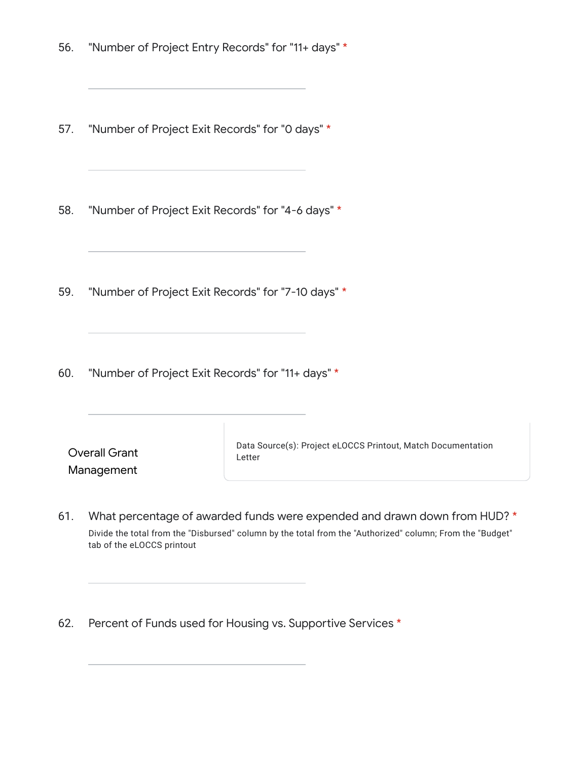56. "Number of Project Entry Records" for "11+ days" *

57. "Number of Project Exit Records" for "0 days" *

58. "Number of Project Exit Records" for "4-6 days" *

59. "Number of Project Exit Records" for "7-10 days" *

60. "Number of Project Exit Records" for "11+ days" *

## Overall Grant Management

Data Source(s): Project eLOCCS Printout, Match Documentation Letter

61. What percentage of awarded funds were expended and drawn down from HUD? *

    Divide the total from the "Disbursed" column by the total from the "Authorized" column; From the "Budget" tab of the eLOCCS printout

62. Percent of Funds used for Housing vs. Supportive Services *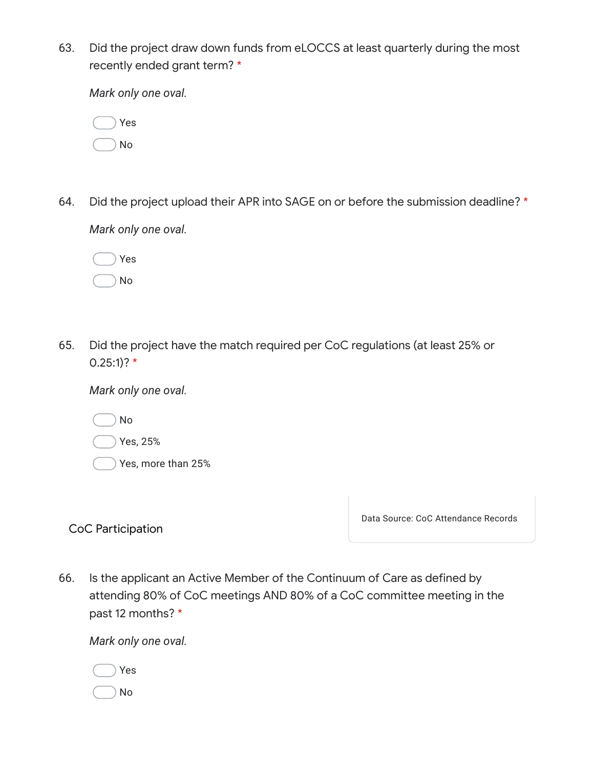63. Did the project draw down funds from eLOCCS at least quarterly during the most recently ended grant term? *

*Mark only one oval.*

- Yes
- No

64. Did the project upload their APR into SAGE on or before the submission deadline? *

*Mark only one oval.*

- Yes
- No

65. Did the project have the match required per CoC regulations (at least 25% or 0.25:1)? *

*Mark only one oval.*

- No
- Yes, 25%
- Yes, more than 25%

## CoC Participation

Data Source: CoC Attendance Records

66. Is the applicant an Active Member of the Continuum of Care as defined by attending 80% of CoC meetings AND 80% of a CoC committee meeting in the past 12 months? *

*Mark only one oval.*

- Yes
- No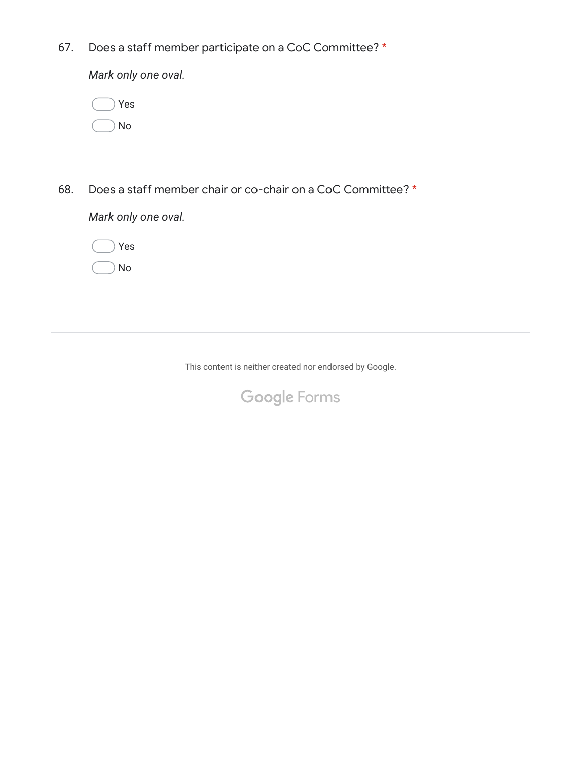67. Does a staff member participate on a CoC Committee? *

*Mark only one oval.*

- Yes
- No

68. Does a staff member chair or co-chair on a CoC Committee? *

*Mark only one oval.*

- Yes
- No

This content is neither created nor endorsed by Google.

Google Forms